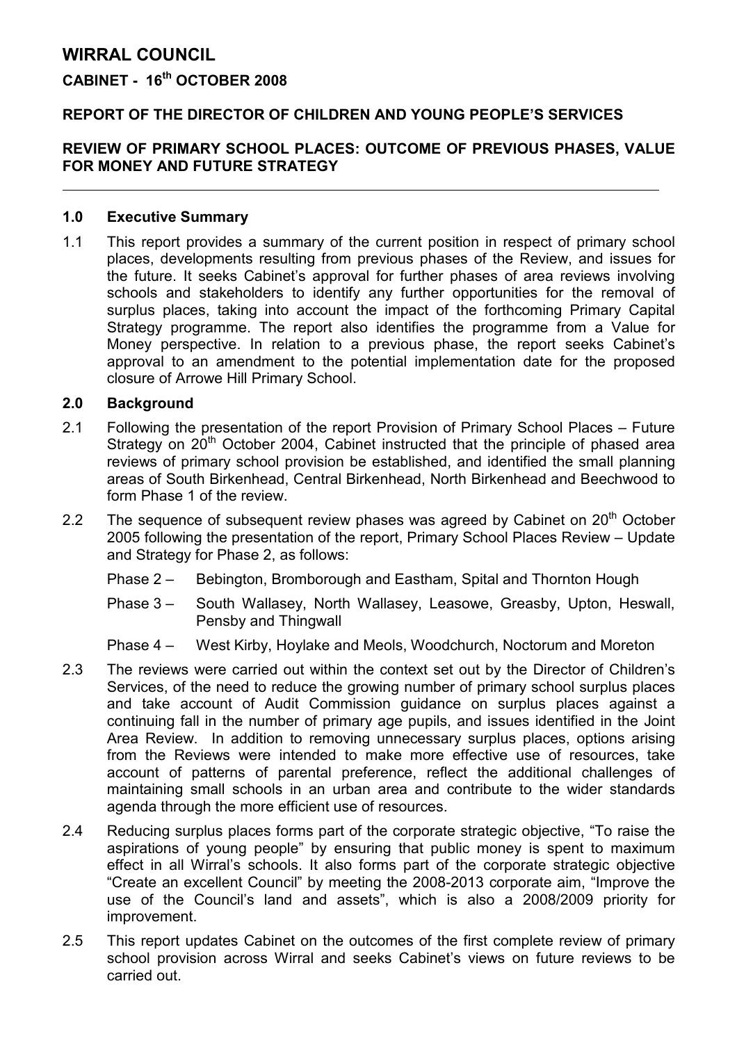# WIRRAL COUNCIL

## CABINET - 16th OCTOBER 2008

## REPORT OF THE DIRECTOR OF CHILDREN AND YOUNG PEOPLE'S SERVICES

## REVIEW OF PRIMARY SCHOOL PLACES: OUTCOME OF PREVIOUS PHASES, VALUE FOR MONEY AND FUTURE STRATEGY

---

### 1.0 Executive Summary

1.1 This report provides a summary of the current position in respect of primary school places, developments resulting from previous phases of the Review, and issues for the future. It seeks Cabinet's approval for further phases of area reviews involving schools and stakeholders to identify any further opportunities for the removal of surplus places, taking into account the impact of the forthcoming Primary Capital Strategy programme. The report also identifies the programme from a Value for Money perspective. In relation to a previous phase, the report seeks Cabinet's approval to an amendment to the potential implementation date for the proposed closure of Arrowe Hill Primary School.

### 2.0 Background

2.1 Following the presentation of the report Provision of Primary School Places – Future Strategy on 20th October 2004, Cabinet instructed that the principle of phased area reviews of primary school provision be established, and identified the small planning areas of South Birkenhead, Central Birkenhead, North Birkenhead and Beechwood to form Phase 1 of the review.

2.2 The sequence of subsequent review phases was agreed by Cabinet on 20th October 2005 following the presentation of the report, Primary School Places Review – Update and Strategy for Phase 2, as follows:

Phase 2 – Bebington, Bromborough and Eastham, Spital and Thornton Hough

Phase 3 – South Wallasey, North Wallasey, Leasowe, Greasby, Upton, Heswall, Pensby and Thingwall

Phase 4 – West Kirby, Hoylake and Meols, Woodchurch, Noctorum and Moreton

2.3 The reviews were carried out within the context set out by the Director of Children's Services, of the need to reduce the growing number of primary school surplus places and take account of Audit Commission guidance on surplus places against a continuing fall in the number of primary age pupils, and issues identified in the Joint Area Review. In addition to removing unnecessary surplus places, options arising from the Reviews were intended to make more effective use of resources, take account of patterns of parental preference, reflect the additional challenges of maintaining small schools in an urban area and contribute to the wider standards agenda through the more efficient use of resources.

2.4 Reducing surplus places forms part of the corporate strategic objective, "To raise the aspirations of young people" by ensuring that public money is spent to maximum effect in all Wirral's schools. It also forms part of the corporate strategic objective "Create an excellent Council" by meeting the 2008-2013 corporate aim, "Improve the use of the Council's land and assets", which is also a 2008/2009 priority for improvement.

2.5 This report updates Cabinet on the outcomes of the first complete review of primary school provision across Wirral and seeks Cabinet's views on future reviews to be carried out.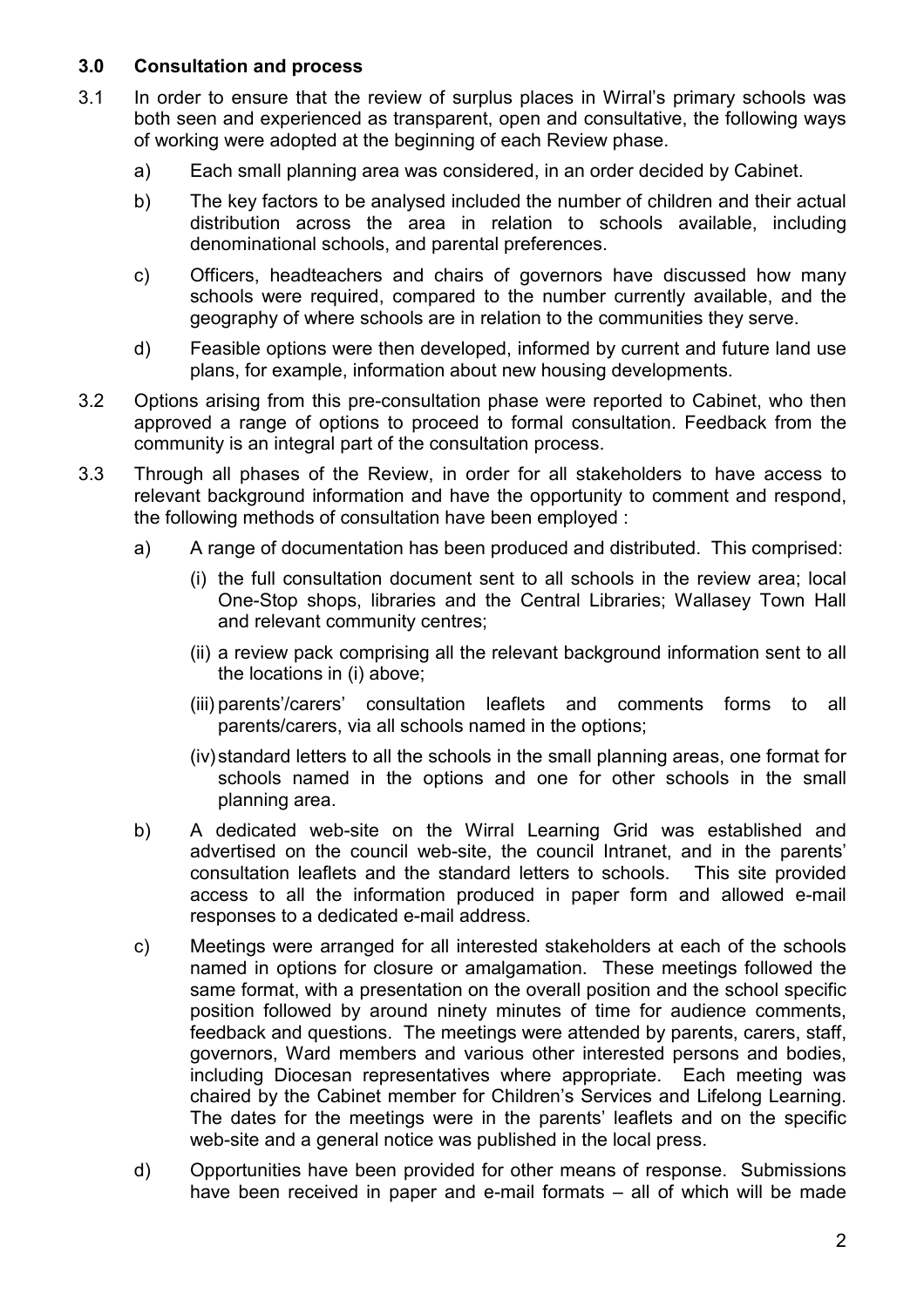### 3.0 Consultation and process

3.1 In order to ensure that the review of surplus places in Wirral's primary schools was both seen and experienced as transparent, open and consultative, the following ways of working were adopted at the beginning of each Review phase.

a) Each small planning area was considered, in an order decided by Cabinet.

b) The key factors to be analysed included the number of children and their actual distribution across the area in relation to schools available, including denominational schools, and parental preferences.

c) Officers, headteachers and chairs of governors have discussed how many schools were required, compared to the number currently available, and the geography of where schools are in relation to the communities they serve.

d) Feasible options were then developed, informed by current and future land use plans, for example, information about new housing developments.

3.2 Options arising from this pre-consultation phase were reported to Cabinet, who then approved a range of options to proceed to formal consultation. Feedback from the community is an integral part of the consultation process.

3.3 Through all phases of the Review, in order for all stakeholders to have access to relevant background information and have the opportunity to comment and respond, the following methods of consultation have been employed :

a) A range of documentation has been produced and distributed. This comprised:

(i) the full consultation document sent to all schools in the review area; local One-Stop shops, libraries and the Central Libraries; Wallasey Town Hall and relevant community centres;

(ii) a review pack comprising all the relevant background information sent to all the locations in (i) above;

(iii) parents'/carers' consultation leaflets and comments forms to all parents/carers, via all schools named in the options;

(iv) standard letters to all the schools in the small planning areas, one format for schools named in the options and one for other schools in the small planning area.

b) A dedicated web-site on the Wirral Learning Grid was established and advertised on the council web-site, the council Intranet, and in the parents' consultation leaflets and the standard letters to schools. This site provided access to all the information produced in paper form and allowed e-mail responses to a dedicated e-mail address.

c) Meetings were arranged for all interested stakeholders at each of the schools named in options for closure or amalgamation. These meetings followed the same format, with a presentation on the overall position and the school specific position followed by around ninety minutes of time for audience comments, feedback and questions. The meetings were attended by parents, carers, staff, governors, Ward members and various other interested persons and bodies, including Diocesan representatives where appropriate. Each meeting was chaired by the Cabinet member for Children's Services and Lifelong Learning. The dates for the meetings were in the parents' leaflets and on the specific web-site and a general notice was published in the local press.

d) Opportunities have been provided for other means of response. Submissions have been received in paper and e-mail formats – all of which will be made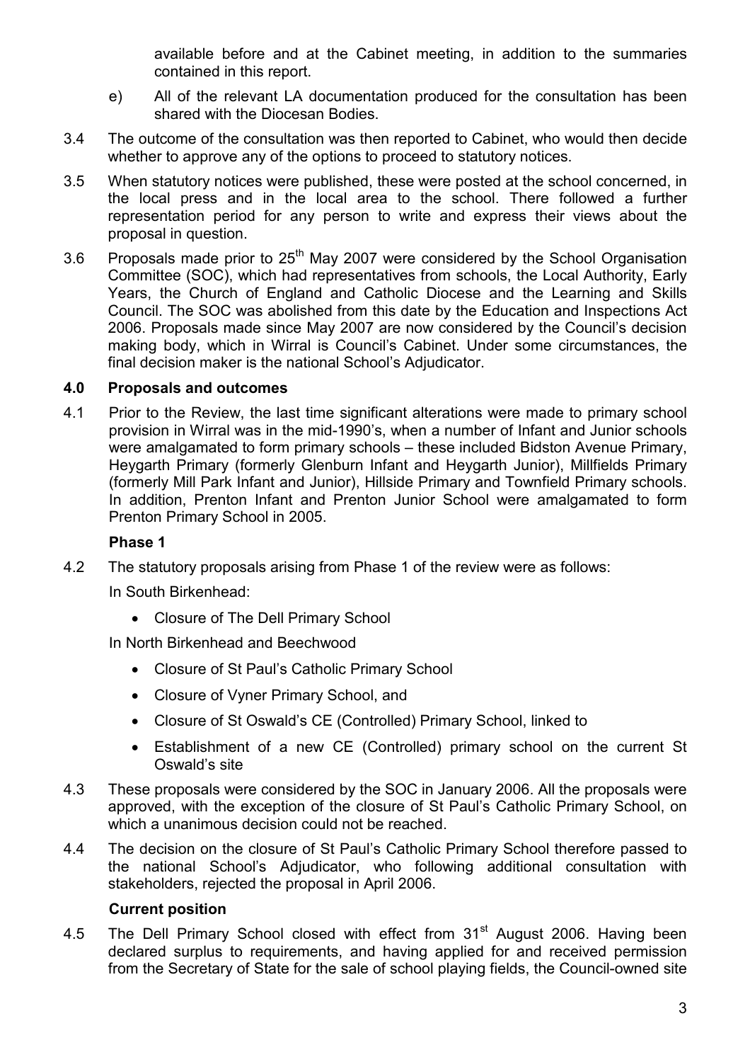available before and at the Cabinet meeting, in addition to the summaries contained in this report.

e) All of the relevant LA documentation produced for the consultation has been shared with the Diocesan Bodies.

3.4 The outcome of the consultation was then reported to Cabinet, who would then decide whether to approve any of the options to proceed to statutory notices.

3.5 When statutory notices were published, these were posted at the school concerned, in the local press and in the local area to the school. There followed a further representation period for any person to write and express their views about the proposal in question.

3.6 Proposals made prior to 25th May 2007 were considered by the School Organisation Committee (SOC), which had representatives from schools, the Local Authority, Early Years, the Church of England and Catholic Diocese and the Learning and Skills Council. The SOC was abolished from this date by the Education and Inspections Act 2006. Proposals made since May 2007 are now considered by the Council's decision making body, which in Wirral is Council's Cabinet. Under some circumstances, the final decision maker is the national School's Adjudicator.

## 4.0 Proposals and outcomes

4.1 Prior to the Review, the last time significant alterations were made to primary school provision in Wirral was in the mid-1990's, when a number of Infant and Junior schools were amalgamated to form primary schools – these included Bidston Avenue Primary, Heygarth Primary (formerly Glenburn Infant and Heygarth Junior), Millfields Primary (formerly Mill Park Infant and Junior), Hillside Primary and Townfield Primary schools. In addition, Prenton Infant and Prenton Junior School were amalgamated to form Prenton Primary School in 2005.

### Phase 1

4.2 The statutory proposals arising from Phase 1 of the review were as follows:

In South Birkenhead:

- Closure of The Dell Primary School

In North Birkenhead and Beechwood

- Closure of St Paul's Catholic Primary School
- Closure of Vyner Primary School, and
- Closure of St Oswald's CE (Controlled) Primary School, linked to
- Establishment of a new CE (Controlled) primary school on the current St Oswald's site

4.3 These proposals were considered by the SOC in January 2006. All the proposals were approved, with the exception of the closure of St Paul's Catholic Primary School, on which a unanimous decision could not be reached.

4.4 The decision on the closure of St Paul's Catholic Primary School therefore passed to the national School's Adjudicator, who following additional consultation with stakeholders, rejected the proposal in April 2006.

### Current position

4.5 The Dell Primary School closed with effect from 31st August 2006. Having been declared surplus to requirements, and having applied for and received permission from the Secretary of State for the sale of school playing fields, the Council-owned site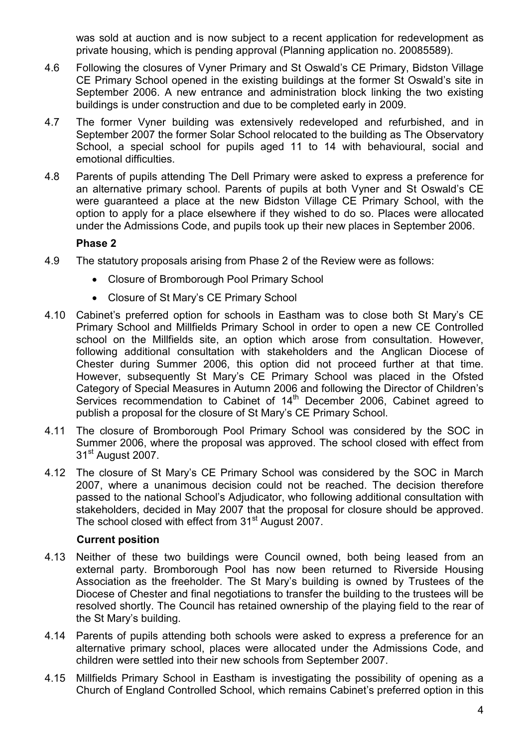was sold at auction and is now subject to a recent application for redevelopment as private housing, which is pending approval (Planning application no. 20085589).

4.6 Following the closures of Vyner Primary and St Oswald's CE Primary, Bidston Village CE Primary School opened in the existing buildings at the former St Oswald's site in September 2006. A new entrance and administration block linking the two existing buildings is under construction and due to be completed early in 2009.

4.7 The former Vyner building was extensively redeveloped and refurbished, and in September 2007 the former Solar School relocated to the building as The Observatory School, a special school for pupils aged 11 to 14 with behavioural, social and emotional difficulties.

4.8 Parents of pupils attending The Dell Primary were asked to express a preference for an alternative primary school. Parents of pupils at both Vyner and St Oswald's CE were guaranteed a place at the new Bidston Village CE Primary School, with the option to apply for a place elsewhere if they wished to do so. Places were allocated under the Admissions Code, and pupils took up their new places in September 2006.

**Phase 2**

4.9 The statutory proposals arising from Phase 2 of the Review were as follows:

- Closure of Bromborough Pool Primary School
- Closure of St Mary's CE Primary School

4.10 Cabinet's preferred option for schools in Eastham was to close both St Mary's CE Primary School and Millfields Primary School in order to open a new CE Controlled school on the Millfields site, an option which arose from consultation. However, following additional consultation with stakeholders and the Anglican Diocese of Chester during Summer 2006, this option did not proceed further at that time. However, subsequently St Mary's CE Primary School was placed in the Ofsted Category of Special Measures in Autumn 2006 and following the Director of Children's Services recommendation to Cabinet of 14th December 2006, Cabinet agreed to publish a proposal for the closure of St Mary's CE Primary School.

4.11 The closure of Bromborough Pool Primary School was considered by the SOC in Summer 2006, where the proposal was approved. The school closed with effect from 31st August 2007.

4.12 The closure of St Mary's CE Primary School was considered by the SOC in March 2007, where a unanimous decision could not be reached. The decision therefore passed to the national School's Adjudicator, who following additional consultation with stakeholders, decided in May 2007 that the proposal for closure should be approved. The school closed with effect from 31st August 2007.

**Current position**

4.13 Neither of these two buildings were Council owned, both being leased from an external party. Bromborough Pool has now been returned to Riverside Housing Association as the freeholder. The St Mary's building is owned by Trustees of the Diocese of Chester and final negotiations to transfer the building to the trustees will be resolved shortly. The Council has retained ownership of the playing field to the rear of the St Mary's building.

4.14 Parents of pupils attending both schools were asked to express a preference for an alternative primary school, places were allocated under the Admissions Code, and children were settled into their new schools from September 2007.

4.15 Millfields Primary School in Eastham is investigating the possibility of opening as a Church of England Controlled School, which remains Cabinet's preferred option in this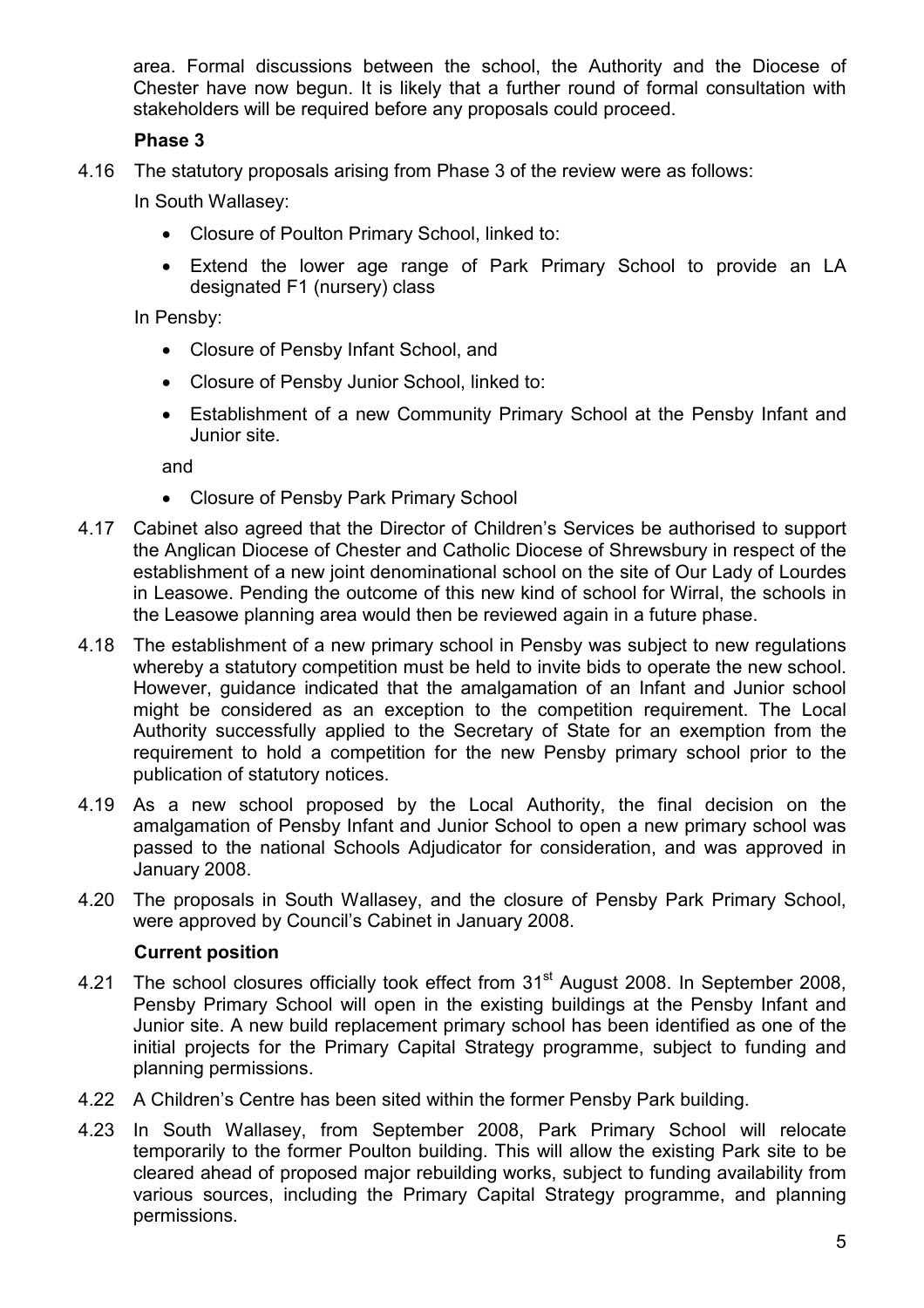area. Formal discussions between the school, the Authority and the Diocese of Chester have now begun. It is likely that a further round of formal consultation with stakeholders will be required before any proposals could proceed.

### Phase 3

4.16 The statutory proposals arising from Phase 3 of the review were as follows:

In South Wallasey:

- Closure of Poulton Primary School, linked to:
- Extend the lower age range of Park Primary School to provide an LA designated F1 (nursery) class

In Pensby:

- Closure of Pensby Infant School, and
- Closure of Pensby Junior School, linked to:
- Establishment of a new Community Primary School at the Pensby Infant and Junior site.

and

- Closure of Pensby Park Primary School

4.17 Cabinet also agreed that the Director of Children's Services be authorised to support the Anglican Diocese of Chester and Catholic Diocese of Shrewsbury in respect of the establishment of a new joint denominational school on the site of Our Lady of Lourdes in Leasowe. Pending the outcome of this new kind of school for Wirral, the schools in the Leasowe planning area would then be reviewed again in a future phase.

4.18 The establishment of a new primary school in Pensby was subject to new regulations whereby a statutory competition must be held to invite bids to operate the new school. However, guidance indicated that the amalgamation of an Infant and Junior school might be considered as an exception to the competition requirement. The Local Authority successfully applied to the Secretary of State for an exemption from the requirement to hold a competition for the new Pensby primary school prior to the publication of statutory notices.

4.19 As a new school proposed by the Local Authority, the final decision on the amalgamation of Pensby Infant and Junior School to open a new primary school was passed to the national Schools Adjudicator for consideration, and was approved in January 2008.

4.20 The proposals in South Wallasey, and the closure of Pensby Park Primary School, were approved by Council's Cabinet in January 2008.

### Current position

4.21 The school closures officially took effect from 31st August 2008. In September 2008, Pensby Primary School will open in the existing buildings at the Pensby Infant and Junior site. A new build replacement primary school has been identified as one of the initial projects for the Primary Capital Strategy programme, subject to funding and planning permissions.

4.22 A Children's Centre has been sited within the former Pensby Park building.

4.23 In South Wallasey, from September 2008, Park Primary School will relocate temporarily to the former Poulton building. This will allow the existing Park site to be cleared ahead of proposed major rebuilding works, subject to funding availability from various sources, including the Primary Capital Strategy programme, and planning permissions.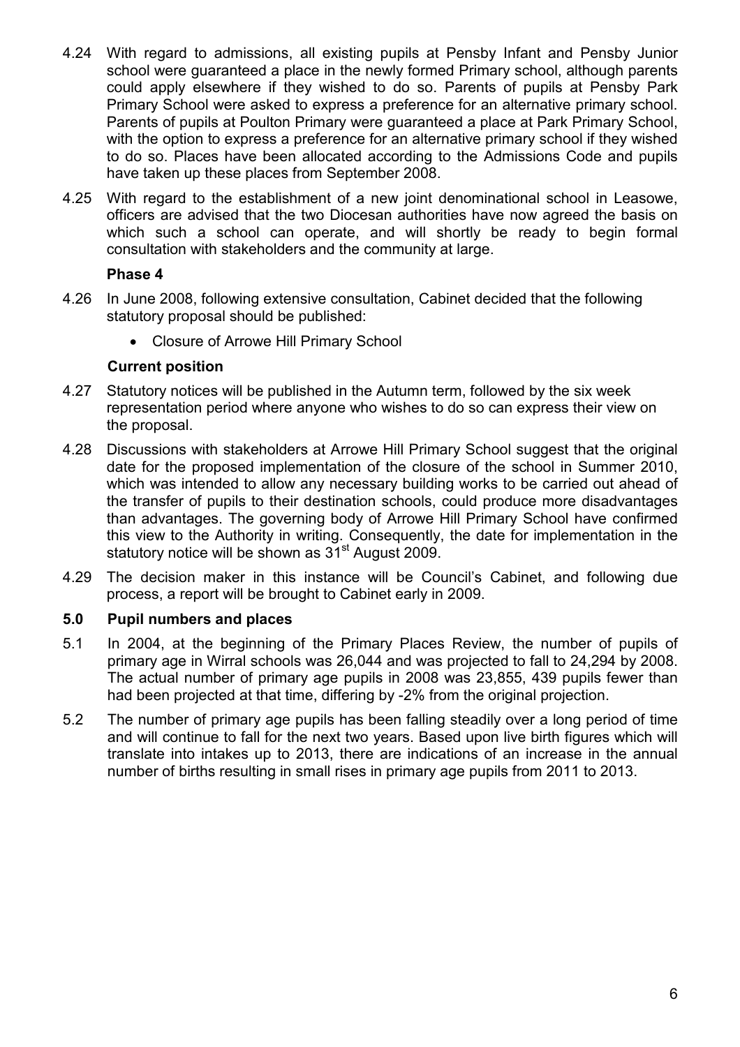4.24 With regard to admissions, all existing pupils at Pensby Infant and Pensby Junior school were guaranteed a place in the newly formed Primary school, although parents could apply elsewhere if they wished to do so. Parents of pupils at Pensby Park Primary School were asked to express a preference for an alternative primary school. Parents of pupils at Poulton Primary were guaranteed a place at Park Primary School, with the option to express a preference for an alternative primary school if they wished to do so. Places have been allocated according to the Admissions Code and pupils have taken up these places from September 2008.

4.25 With regard to the establishment of a new joint denominational school in Leasowe, officers are advised that the two Diocesan authorities have now agreed the basis on which such a school can operate, and will shortly be ready to begin formal consultation with stakeholders and the community at large.

**Phase 4**

4.26 In June 2008, following extensive consultation, Cabinet decided that the following statutory proposal should be published:

- Closure of Arrowe Hill Primary School

**Current position**

4.27 Statutory notices will be published in the Autumn term, followed by the six week representation period where anyone who wishes to do so can express their view on the proposal.

4.28 Discussions with stakeholders at Arrowe Hill Primary School suggest that the original date for the proposed implementation of the closure of the school in Summer 2010, which was intended to allow any necessary building works to be carried out ahead of the transfer of pupils to their destination schools, could produce more disadvantages than advantages. The governing body of Arrowe Hill Primary School have confirmed this view to the Authority in writing. Consequently, the date for implementation in the statutory notice will be shown as 31st August 2009.

4.29 The decision maker in this instance will be Council's Cabinet, and following due process, a report will be brought to Cabinet early in 2009.

## 5.0 Pupil numbers and places

5.1 In 2004, at the beginning of the Primary Places Review, the number of pupils of primary age in Wirral schools was 26,044 and was projected to fall to 24,294 by 2008. The actual number of primary age pupils in 2008 was 23,855, 439 pupils fewer than had been projected at that time, differing by -2% from the original projection.

5.2 The number of primary age pupils has been falling steadily over a long period of time and will continue to fall for the next two years. Based upon live birth figures which will translate into intakes up to 2013, there are indications of an increase in the annual number of births resulting in small rises in primary age pupils from 2011 to 2013.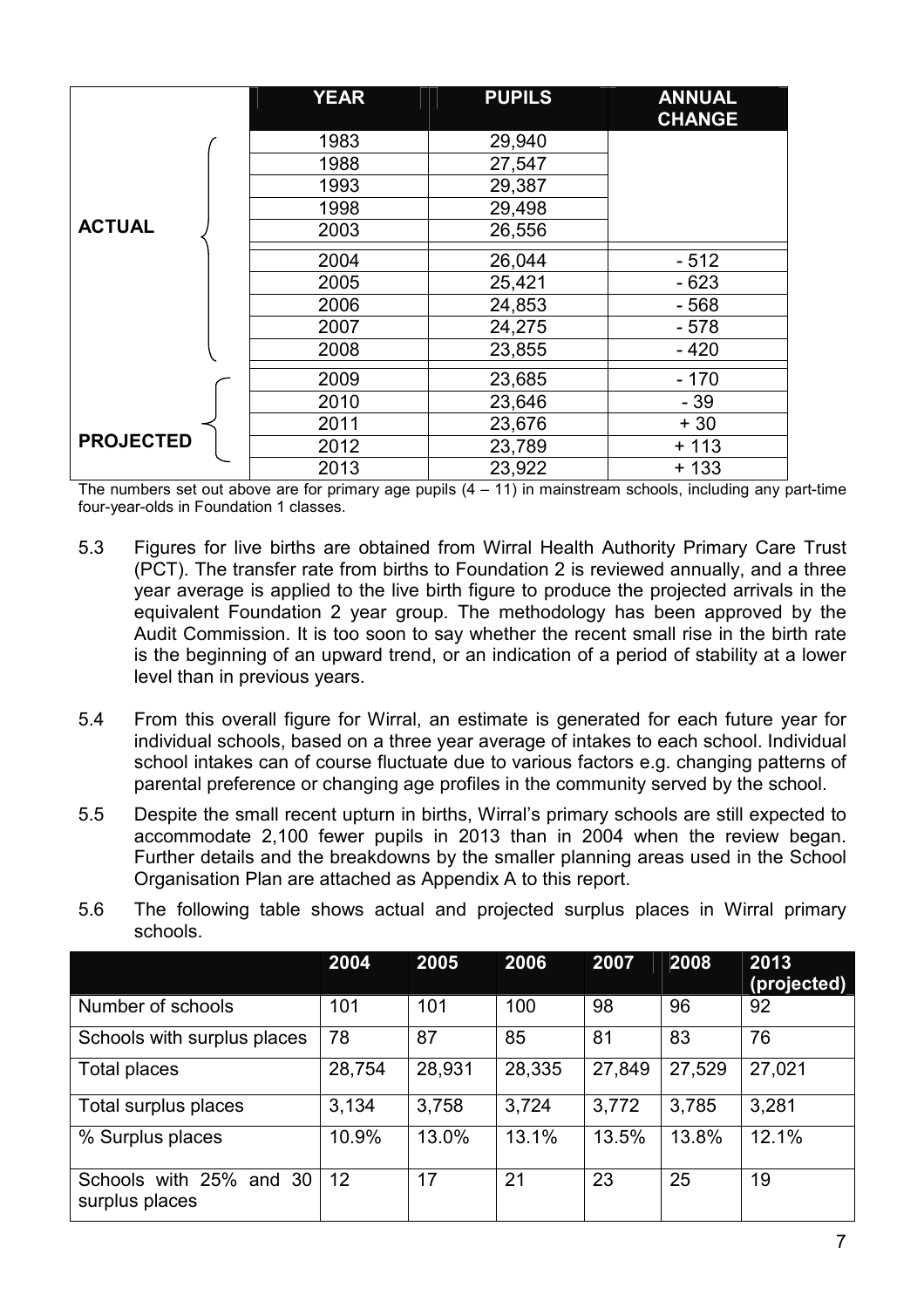| | YEAR | PUPILS | ANNUAL CHANGE |
|---|---|---|---|
| ACTUAL | 1983 | 29,940 | |
| | 1988 | 27,547 | |
| | 1993 | 29,387 | |
| | 1998 | 29,498 | |
| | 2003 | 26,556 | |
| | 2004 | 26,044 | - 512 |
| | 2005 | 25,421 | - 623 |
| | 2006 | 24,853 | - 568 |
| | 2007 | 24,275 | - 578 |
| | 2008 | 23,855 | - 420 |
| PROJECTED | 2009 | 23,685 | - 170 |
| | 2010 | 23,646 | - 39 |
| | 2011 | 23,676 | + 30 |
| | 2012 | 23,789 | + 113 |
| | 2013 | 23,922 | + 133 |

The numbers set out above are for primary age pupils (4 – 11) in mainstream schools, including any part-time four-year-olds in Foundation 1 classes.

5.3 Figures for live births are obtained from Wirral Health Authority Primary Care Trust (PCT). The transfer rate from births to Foundation 2 is reviewed annually, and a three year average is applied to the live birth figure to produce the projected arrivals in the equivalent Foundation 2 year group. The methodology has been approved by the Audit Commission. It is too soon to say whether the recent small rise in the birth rate is the beginning of an upward trend, or an indication of a period of stability at a lower level than in previous years.

5.4 From this overall figure for Wirral, an estimate is generated for each future year for individual schools, based on a three year average of intakes to each school. Individual school intakes can of course fluctuate due to various factors e.g. changing patterns of parental preference or changing age profiles in the community served by the school.

5.5 Despite the small recent upturn in births, Wirral's primary schools are still expected to accommodate 2,100 fewer pupils in 2013 than in 2004 when the review began. Further details and the breakdowns by the smaller planning areas used in the School Organisation Plan are attached as Appendix A to this report.

5.6 The following table shows actual and projected surplus places in Wirral primary schools.

| | 2004 | 2005 | 2006 | 2007 | 2008 | 2013 (projected) |
|---|---|---|---|---|---|---|
| Number of schools | 101 | 101 | 100 | 98 | 96 | 92 |
| Schools with surplus places | 78 | 87 | 85 | 81 | 83 | 76 |
| Total places | 28,754 | 28,931 | 28,335 | 27,849 | 27,529 | 27,021 |
| Total surplus places | 3,134 | 3,758 | 3,724 | 3,772 | 3,785 | 3,281 |
| % Surplus places | 10.9% | 13.0% | 13.1% | 13.5% | 13.8% | 12.1% |
| Schools with 25% and 30 surplus places | 12 | 17 | 21 | 23 | 25 | 19 |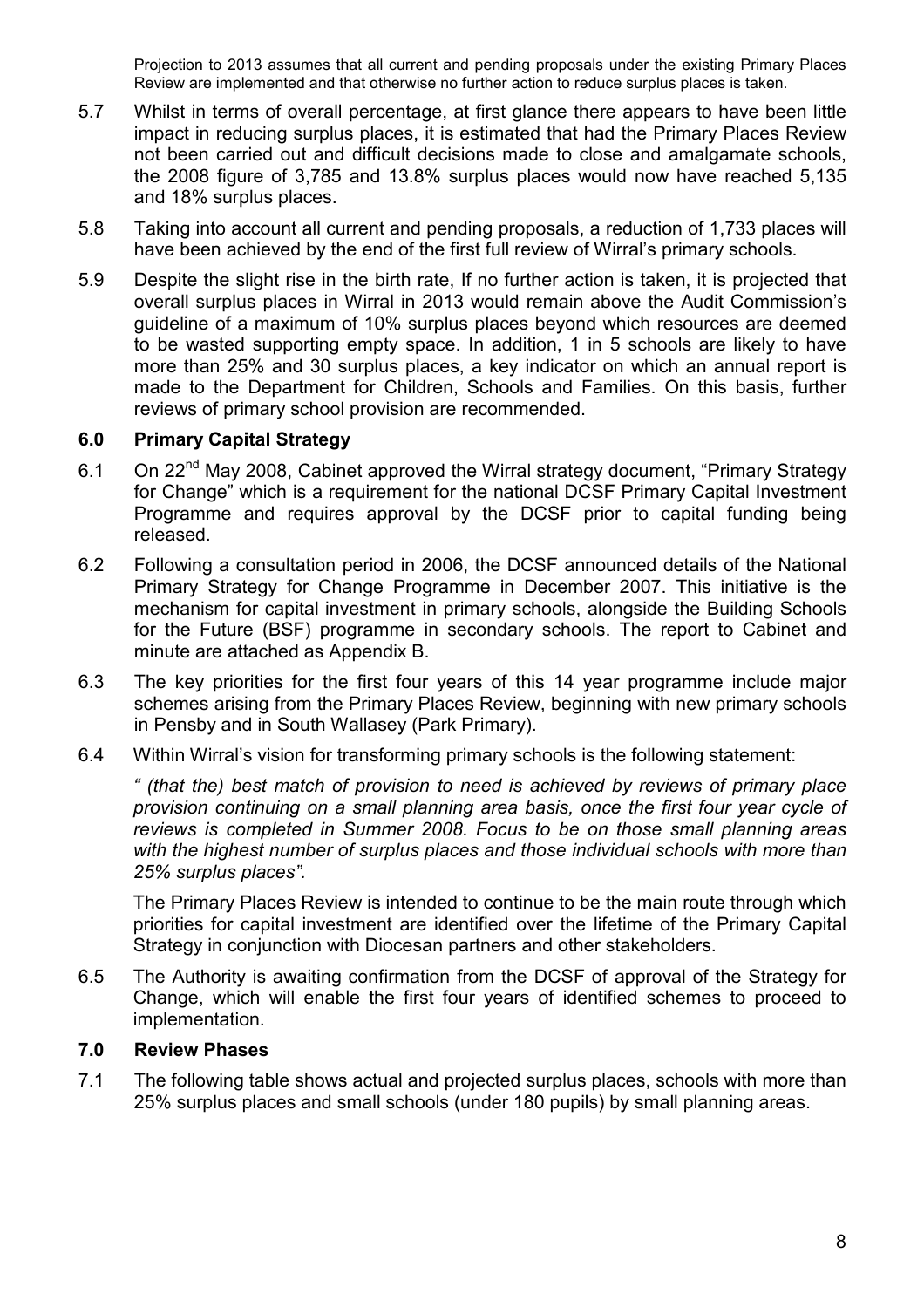Projection to 2013 assumes that all current and pending proposals under the existing Primary Places Review are implemented and that otherwise no further action to reduce surplus places is taken.

5.7 Whilst in terms of overall percentage, at first glance there appears to have been little impact in reducing surplus places, it is estimated that had the Primary Places Review not been carried out and difficult decisions made to close and amalgamate schools, the 2008 figure of 3,785 and 13.8% surplus places would now have reached 5,135 and 18% surplus places.

5.8 Taking into account all current and pending proposals, a reduction of 1,733 places will have been achieved by the end of the first full review of Wirral's primary schools.

5.9 Despite the slight rise in the birth rate, If no further action is taken, it is projected that overall surplus places in Wirral in 2013 would remain above the Audit Commission's guideline of a maximum of 10% surplus places beyond which resources are deemed to be wasted supporting empty space. In addition, 1 in 5 schools are likely to have more than 25% and 30 surplus places, a key indicator on which an annual report is made to the Department for Children, Schools and Families. On this basis, further reviews of primary school provision are recommended.

## 6.0 Primary Capital Strategy

6.1 On 22nd May 2008, Cabinet approved the Wirral strategy document, "Primary Strategy for Change" which is a requirement for the national DCSF Primary Capital Investment Programme and requires approval by the DCSF prior to capital funding being released.

6.2 Following a consultation period in 2006, the DCSF announced details of the National Primary Strategy for Change Programme in December 2007. This initiative is the mechanism for capital investment in primary schools, alongside the Building Schools for the Future (BSF) programme in secondary schools. The report to Cabinet and minute are attached as Appendix B.

6.3 The key priorities for the first four years of this 14 year programme include major schemes arising from the Primary Places Review, beginning with new primary schools in Pensby and in South Wallasey (Park Primary).

6.4 Within Wirral's vision for transforming primary schools is the following statement:

*" (that the) best match of provision to need is achieved by reviews of primary place provision continuing on a small planning area basis, once the first four year cycle of reviews is completed in Summer 2008. Focus to be on those small planning areas with the highest number of surplus places and those individual schools with more than 25% surplus places".*

The Primary Places Review is intended to continue to be the main route through which priorities for capital investment are identified over the lifetime of the Primary Capital Strategy in conjunction with Diocesan partners and other stakeholders.

6.5 The Authority is awaiting confirmation from the DCSF of approval of the Strategy for Change, which will enable the first four years of identified schemes to proceed to implementation.

## 7.0 Review Phases

7.1 The following table shows actual and projected surplus places, schools with more than 25% surplus places and small schools (under 180 pupils) by small planning areas.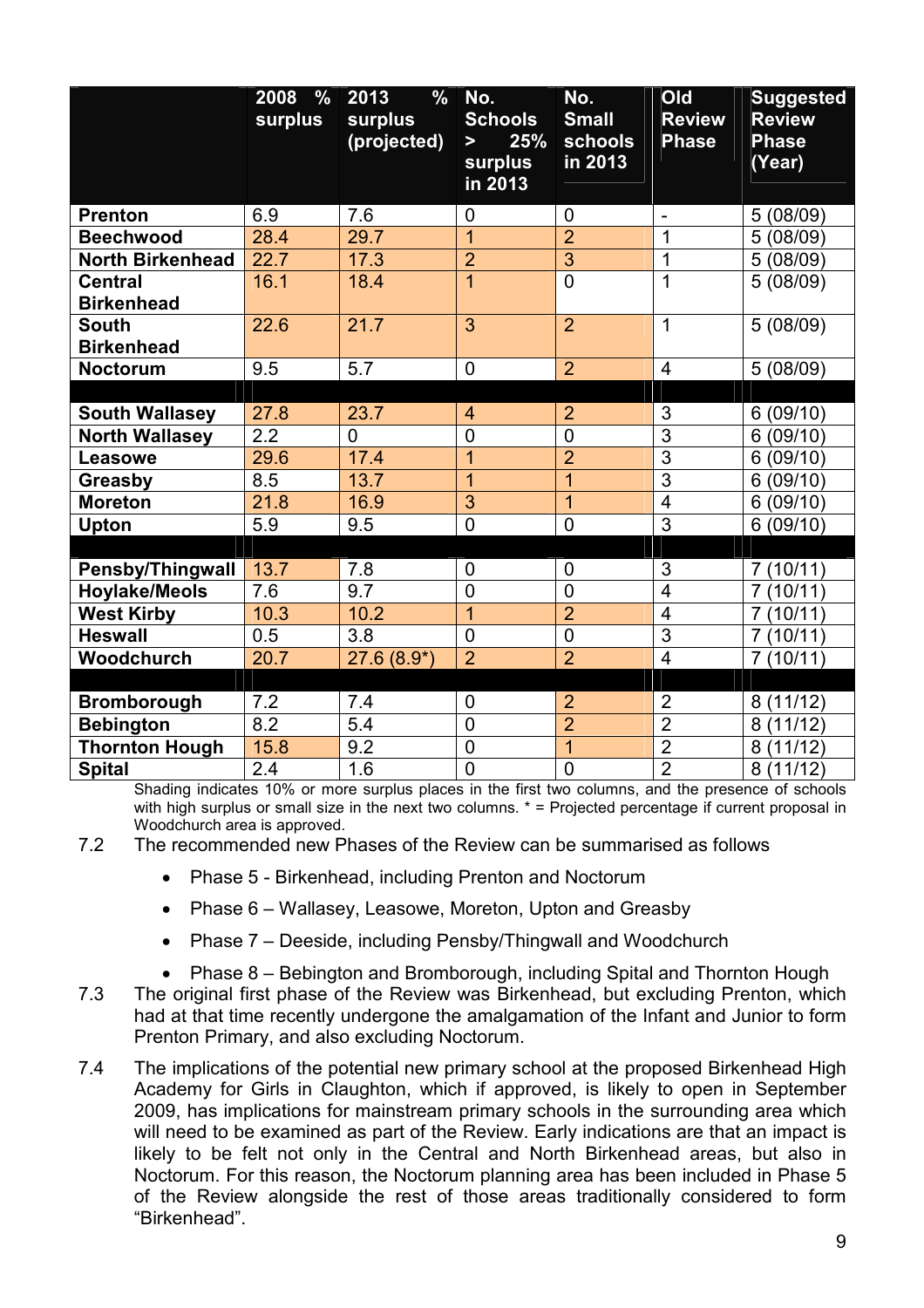| | 2008 % surplus | 2013 % surplus (projected) | No. Schools > 25% surplus in 2013 | No. Small schools in 2013 | Old Review Phase | Suggested Review Phase (Year) |
|---|---|---|---|---|---|---|
| **Prenton** | 6.9 | 7.6 | 0 | 0 | - | 5 (08/09) |
| **Beechwood** | 28.4 | 29.7 | 1 | 2 | 1 | 5 (08/09) |
| **North Birkenhead** | 22.7 | 17.3 | 2 | 3 | 1 | 5 (08/09) |
| **Central Birkenhead** | 16.1 | 18.4 | 1 | 0 | 1 | 5 (08/09) |
| **South Birkenhead** | 22.6 | 21.7 | 3 | 2 | 1 | 5 (08/09) |
| **Noctorum** | 9.5 | 5.7 | 0 | 2 | 4 | 5 (08/09) |
| | | | | | | |
| **South Wallasey** | 27.8 | 23.7 | 4 | 2 | 3 | 6 (09/10) |
| **North Wallasey** | 2.2 | 0 | 0 | 0 | 3 | 6 (09/10) |
| **Leasowe** | 29.6 | 17.4 | 1 | 2 | 3 | 6 (09/10) |
| **Greasby** | 8.5 | 13.7 | 1 | 1 | 3 | 6 (09/10) |
| **Moreton** | 21.8 | 16.9 | 3 | 1 | 4 | 6 (09/10) |
| **Upton** | 5.9 | 9.5 | 0 | 0 | 3 | 6 (09/10) |
| | | | | | | |
| **Pensby/Thingwall** | 13.7 | 7.8 | 0 | 0 | 3 | 7 (10/11) |
| **Hoylake/Meols** | 7.6 | 9.7 | 0 | 0 | 4 | 7 (10/11) |
| **West Kirby** | 10.3 | 10.2 | 1 | 2 | 4 | 7 (10/11) |
| **Heswall** | 0.5 | 3.8 | 0 | 0 | 3 | 7 (10/11) |
| **Woodchurch** | 20.7 | 27.6 (8.9*) | 2 | 2 | 4 | 7 (10/11) |
| | | | | | | |
| **Bromborough** | 7.2 | 7.4 | 0 | 2 | 2 | 8 (11/12) |
| **Bebington** | 8.2 | 5.4 | 0 | 2 | 2 | 8 (11/12) |
| **Thornton Hough** | 15.8 | 9.2 | 0 | 1 | 2 | 8 (11/12) |
| **Spital** | 2.4 | 1.6 | 0 | 0 | 2 | 8 (11/12) |

Shading indicates 10% or more surplus places in the first two columns, and the presence of schools with high surplus or small size in the next two columns. * = Projected percentage if current proposal in Woodchurch area is approved.

7.2 The recommended new Phases of the Review can be summarised as follows

- Phase 5 - Birkenhead, including Prenton and Noctorum
- Phase 6 – Wallasey, Leasowe, Moreton, Upton and Greasby
- Phase 7 – Deeside, including Pensby/Thingwall and Woodchurch
- Phase 8 – Bebington and Bromborough, including Spital and Thornton Hough

7.3 The original first phase of the Review was Birkenhead, but excluding Prenton, which had at that time recently undergone the amalgamation of the Infant and Junior to form Prenton Primary, and also excluding Noctorum.

7.4 The implications of the potential new primary school at the proposed Birkenhead High Academy for Girls in Claughton, which if approved, is likely to open in September 2009, has implications for mainstream primary schools in the surrounding area which will need to be examined as part of the Review. Early indications are that an impact is likely to be felt not only in the Central and North Birkenhead areas, but also in Noctorum. For this reason, the Noctorum planning area has been included in Phase 5 of the Review alongside the rest of those areas traditionally considered to form "Birkenhead".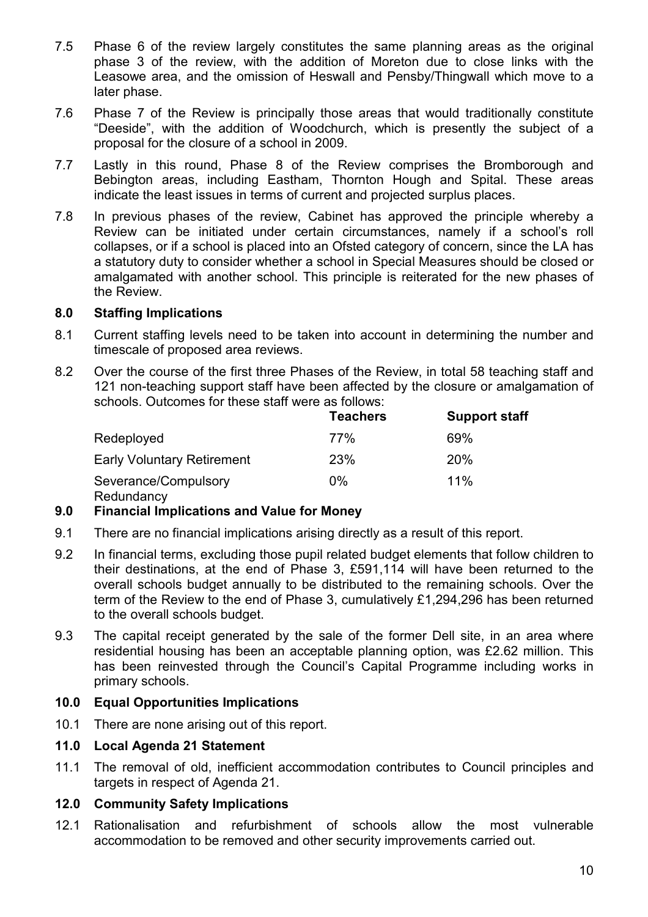7.5 Phase 6 of the review largely constitutes the same planning areas as the original phase 3 of the review, with the addition of Moreton due to close links with the Leasowe area, and the omission of Heswall and Pensby/Thingwall which move to a later phase.

7.6 Phase 7 of the Review is principally those areas that would traditionally constitute "Deeside", with the addition of Woodchurch, which is presently the subject of a proposal for the closure of a school in 2009.

7.7 Lastly in this round, Phase 8 of the Review comprises the Bromborough and Bebington areas, including Eastham, Thornton Hough and Spital. These areas indicate the least issues in terms of current and projected surplus places.

7.8 In previous phases of the review, Cabinet has approved the principle whereby a Review can be initiated under certain circumstances, namely if a school's roll collapses, or if a school is placed into an Ofsted category of concern, since the LA has a statutory duty to consider whether a school in Special Measures should be closed or amalgamated with another school. This principle is reiterated for the new phases of the Review.

## 8.0 Staffing Implications

8.1 Current staffing levels need to be taken into account in determining the number and timescale of proposed area reviews.

8.2 Over the course of the first three Phases of the Review, in total 58 teaching staff and 121 non-teaching support staff have been affected by the closure or amalgamation of schools. Outcomes for these staff were as follows:

| | **Teachers** | **Support staff** |
|---|---|---|
| Redeployed | 77% | 69% |
| Early Voluntary Retirement | 23% | 20% |
| Severance/Compulsory Redundancy | 0% | 11% |

## 9.0 Financial Implications and Value for Money

9.1 There are no financial implications arising directly as a result of this report.

9.2 In financial terms, excluding those pupil related budget elements that follow children to their destinations, at the end of Phase 3, £591,114 will have been returned to the overall schools budget annually to be distributed to the remaining schools. Over the term of the Review to the end of Phase 3, cumulatively £1,294,296 has been returned to the overall schools budget.

9.3 The capital receipt generated by the sale of the former Dell site, in an area where residential housing has been an acceptable planning option, was £2.62 million. This has been reinvested through the Council's Capital Programme including works in primary schools.

## 10.0 Equal Opportunities Implications

10.1 There are none arising out of this report.

## 11.0 Local Agenda 21 Statement

11.1 The removal of old, inefficient accommodation contributes to Council principles and targets in respect of Agenda 21.

## 12.0 Community Safety Implications

12.1 Rationalisation and refurbishment of schools allow the most vulnerable accommodation to be removed and other security improvements carried out.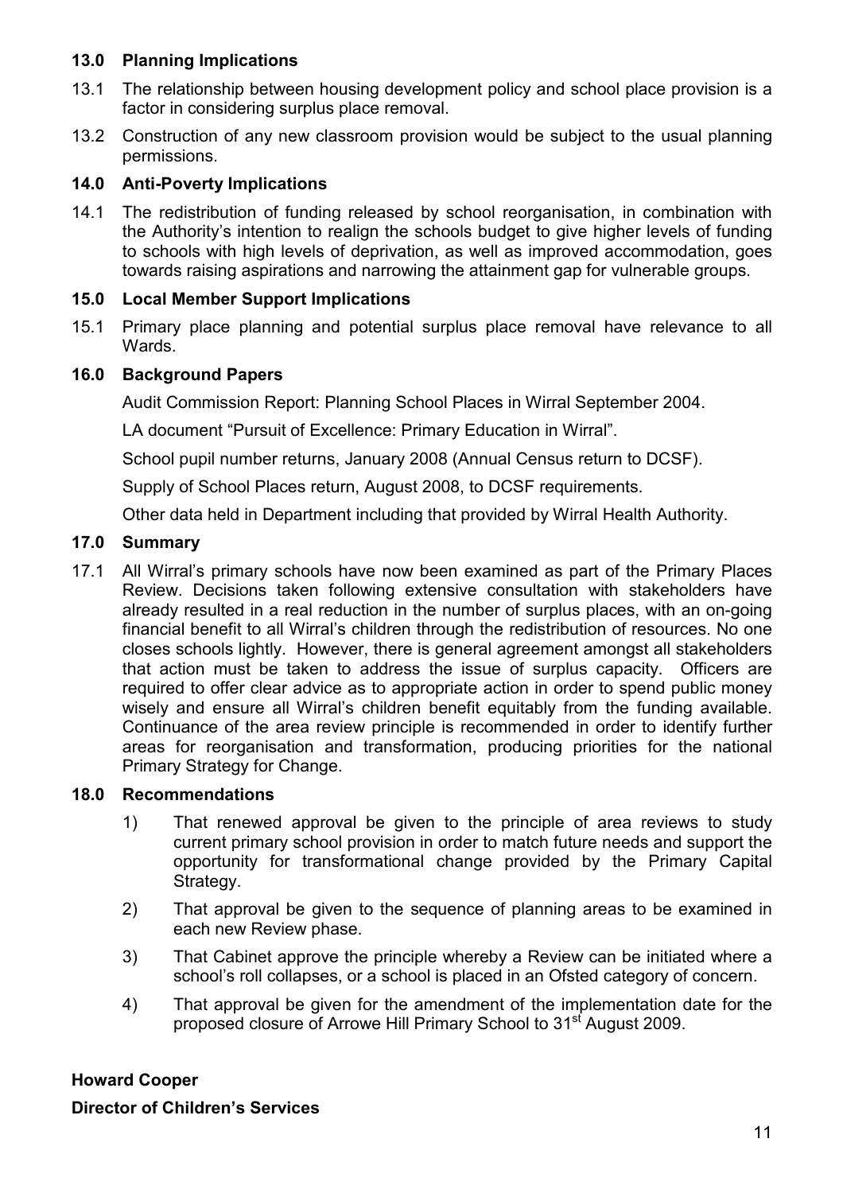### 13.0 Planning Implications

13.1 The relationship between housing development policy and school place provision is a factor in considering surplus place removal.

13.2 Construction of any new classroom provision would be subject to the usual planning permissions.

### 14.0 Anti-Poverty Implications

14.1 The redistribution of funding released by school reorganisation, in combination with the Authority's intention to realign the schools budget to give higher levels of funding to schools with high levels of deprivation, as well as improved accommodation, goes towards raising aspirations and narrowing the attainment gap for vulnerable groups.

### 15.0 Local Member Support Implications

15.1 Primary place planning and potential surplus place removal have relevance to all Wards.

### 16.0 Background Papers

Audit Commission Report: Planning School Places in Wirral September 2004.

LA document "Pursuit of Excellence: Primary Education in Wirral".

School pupil number returns, January 2008 (Annual Census return to DCSF).

Supply of School Places return, August 2008, to DCSF requirements.

Other data held in Department including that provided by Wirral Health Authority.

### 17.0 Summary

17.1 All Wirral's primary schools have now been examined as part of the Primary Places Review. Decisions taken following extensive consultation with stakeholders have already resulted in a real reduction in the number of surplus places, with an on-going financial benefit to all Wirral's children through the redistribution of resources. No one closes schools lightly. However, there is general agreement amongst all stakeholders that action must be taken to address the issue of surplus capacity. Officers are required to offer clear advice as to appropriate action in order to spend public money wisely and ensure all Wirral's children benefit equitably from the funding available. Continuance of the area review principle is recommended in order to identify further areas for reorganisation and transformation, producing priorities for the national Primary Strategy for Change.

### 18.0 Recommendations

1) That renewed approval be given to the principle of area reviews to study current primary school provision in order to match future needs and support the opportunity for transformational change provided by the Primary Capital Strategy.

2) That approval be given to the sequence of planning areas to be examined in each new Review phase.

3) That Cabinet approve the principle whereby a Review can be initiated where a school's roll collapses, or a school is placed in an Ofsted category of concern.

4) That approval be given for the amendment of the implementation date for the proposed closure of Arrowe Hill Primary School to 31st August 2009.

**Howard Cooper**

**Director of Children's Services**